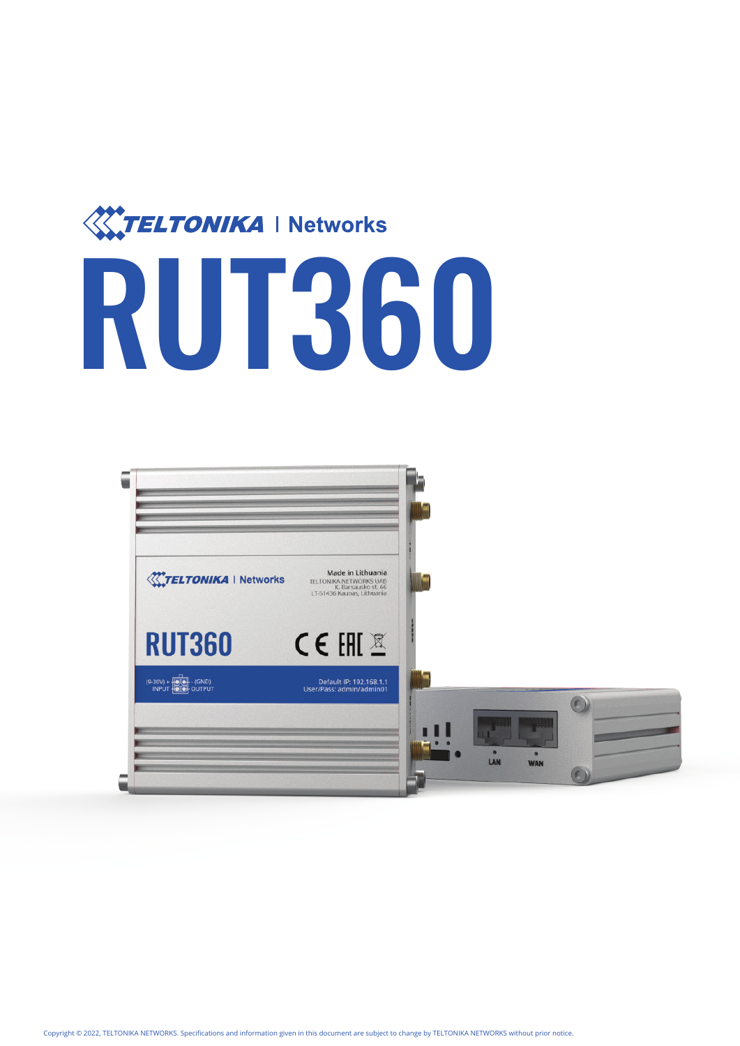TELTONIKA | Networks

# RUT360

Copyright © 2022, TELTONIKA NETWORKS. Specifications and information given in this document are subject to change by TELTONIKA NETWORKS without prior notice.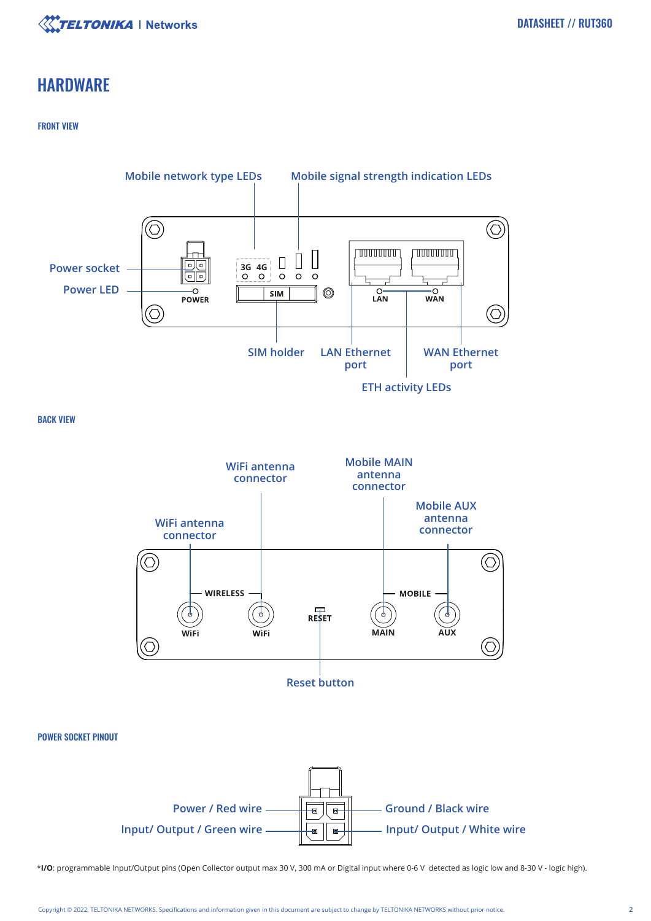# HARDWARE

## FRONT VIEW

Mobile network type LEDs

Mobile signal strength indication LEDs

Power socket

Power LED

POWER

3G 4G

SIM

LAN

WAN

SIM holder

LAN Ethernet port

WAN Ethernet port

ETH activity LEDs

## BACK VIEW

WiFi antenna connector

Mobile MAIN antenna connector

Mobile AUX antenna connector

WiFi antenna connector

WIRELESS

MOBILE

WiFi

WiFi

RESET

MAIN

AUX

Reset button

## POWER SOCKET PINOUT

Power / Red wire

Ground / Black wire

Input/ Output / Green wire

Input/ Output / White wire

***I/O**: programmable Input/Output pins (Open Collector output max 30 V, 300 mA or Digital input where 0-6 V detected as logic low and 8-30 V - logic high).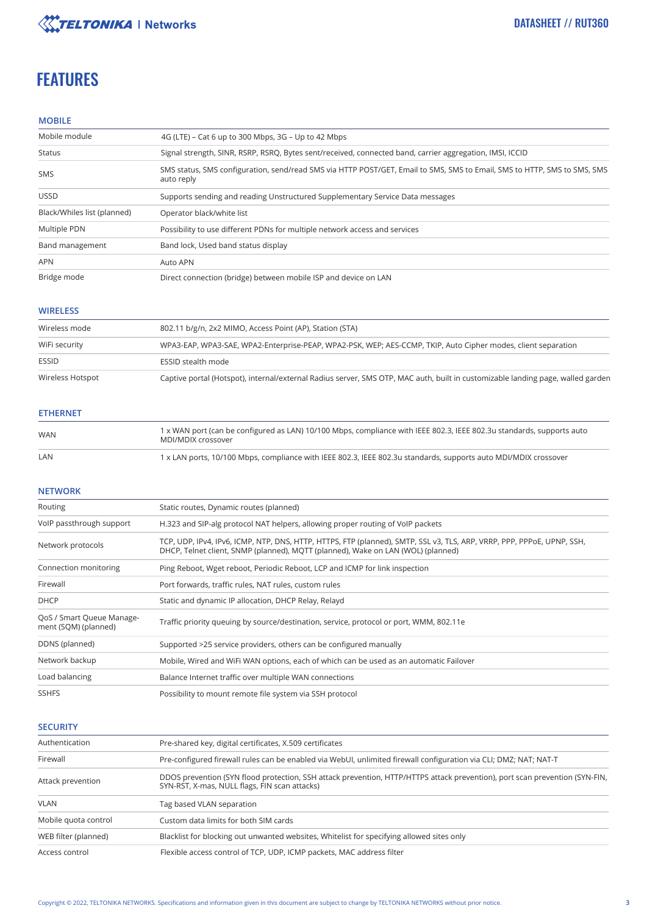# FEATURES

## MOBILE

| | |
|---|---|
| Mobile module | 4G (LTE) – Cat 6 up to 300 Mbps, 3G – Up to 42 Mbps |
| Status | Signal strength, SINR, RSRP, RSRQ, Bytes sent/received, connected band, carrier aggregation, IMSI, ICCID |
| SMS | SMS status, SMS configuration, send/read SMS via HTTP POST/GET, Email to SMS, SMS to Email, SMS to HTTP, SMS to SMS, SMS auto reply |
| USSD | Supports sending and reading Unstructured Supplementary Service Data messages |
| Black/Whiles list (planned) | Operator black/white list |
| Multiple PDN | Possibility to use different PDNs for multiple network access and services |
| Band management | Band lock, Used band status display |
| APN | Auto APN |
| Bridge mode | Direct connection (bridge) between mobile ISP and device on LAN |

## WIRELESS

| | |
|---|---|
| Wireless mode | 802.11 b/g/n, 2x2 MIMO, Access Point (AP), Station (STA) |
| WiFi security | WPA3-EAP, WPA3-SAE, WPA2-Enterprise-PEAP, WPA2-PSK, WEP; AES-CCMP, TKIP, Auto Cipher modes, client separation |
| ESSID | ESSID stealth mode |
| Wireless Hotspot | Captive portal (Hotspot), internal/external Radius server, SMS OTP, MAC auth, built in customizable landing page, walled garden |

## ETHERNET

| | |
|---|---|
| WAN | 1 x WAN port (can be configured as LAN) 10/100 Mbps, compliance with IEEE 802.3, IEEE 802.3u standards, supports auto MDI/MDIX crossover |
| LAN | 1 x LAN ports, 10/100 Mbps, compliance with IEEE 802.3, IEEE 802.3u standards, supports auto MDI/MDIX crossover |

## NETWORK

| | |
|---|---|
| Routing | Static routes, Dynamic routes (planned) |
| VoIP passthrough support | H.323 and SIP-alg protocol NAT helpers, allowing proper routing of VoIP packets |
| Network protocols | TCP, UDP, IPv4, IPv6, ICMP, NTP, DNS, HTTP, HTTPS, FTP (planned), SMTP, SSL v3, TLS, ARP, VRRP, PPP, PPPoE, UPNP, SSH, DHCP, Telnet client, SNMP (planned), MQTT (planned), Wake on LAN (WOL) (planned) |
| Connection monitoring | Ping Reboot, Wget reboot, Periodic Reboot, LCP and ICMP for link inspection |
| Firewall | Port forwards, traffic rules, NAT rules, custom rules |
| DHCP | Static and dynamic IP allocation, DHCP Relay, Relayd |
| QoS / Smart Queue Management (SQM) (planned) | Traffic priority queuing by source/destination, service, protocol or port, WMM, 802.11e |
| DDNS (planned) | Supported >25 service providers, others can be configured manually |
| Network backup | Mobile, Wired and WiFi WAN options, each of which can be used as an automatic Failover |
| Load balancing | Balance Internet traffic over multiple WAN connections |
| SSHFS | Possibility to mount remote file system via SSH protocol |

## SECURITY

| | |
|---|---|
| Authentication | Pre-shared key, digital certificates, X.509 certificates |
| Firewall | Pre-configured firewall rules can be enabled via WebUI, unlimited firewall configuration via CLI; DMZ; NAT; NAT-T |
| Attack prevention | DDOS prevention (SYN flood protection, SSH attack prevention, HTTP/HTTPS attack prevention), port scan prevention (SYN-FIN, SYN-RST, X-mas, NULL flags, FIN scan attacks) |
| VLAN | Tag based VLAN separation |
| Mobile quota control | Custom data limits for both SIM cards |
| WEB filter (planned) | Blacklist for blocking out unwanted websites, Whitelist for specifying allowed sites only |
| Access control | Flexible access control of TCP, UDP, ICMP packets, MAC address filter |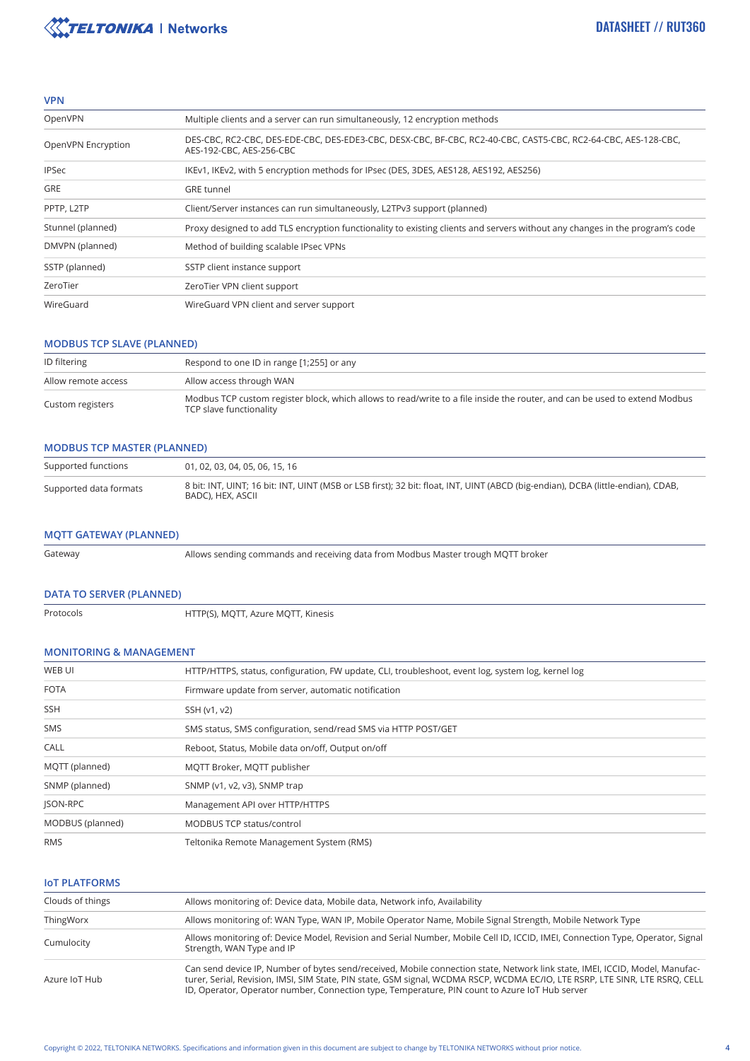## VPN

| | |
|---|---|
| OpenVPN | Multiple clients and a server can run simultaneously, 12 encryption methods |
| OpenVPN Encryption | DES-CBC, RC2-CBC, DES-EDE-CBC, DES-EDE3-CBC, DESX-CBC, BF-CBC, RC2-40-CBC, CAST5-CBC, RC2-64-CBC, AES-128-CBC, AES-192-CBC, AES-256-CBC |
| IPSec | IKEv1, IKEv2, with 5 encryption methods for IPsec (DES, 3DES, AES128, AES192, AES256) |
| GRE | GRE tunnel |
| PPTP, L2TP | Client/Server instances can run simultaneously, L2TPv3 support (planned) |
| Stunnel (planned) | Proxy designed to add TLS encryption functionality to existing clients and servers without any changes in the program's code |
| DMVPN (planned) | Method of building scalable IPsec VPNs |
| SSTP (planned) | SSTP client instance support |
| ZeroTier | ZeroTier VPN client support |
| WireGuard | WireGuard VPN client and server support |

## MODBUS TCP SLAVE (PLANNED)

| | |
|---|---|
| ID filtering | Respond to one ID in range [1;255] or any |
| Allow remote access | Allow access through WAN |
| Custom registers | Modbus TCP custom register block, which allows to read/write to a file inside the router, and can be used to extend Modbus TCP slave functionality |

## MODBUS TCP MASTER (PLANNED)

| | |
|---|---|
| Supported functions | 01, 02, 03, 04, 05, 06, 15, 16 |
| Supported data formats | 8 bit: INT, UINT; 16 bit: INT, UINT (MSB or LSB first); 32 bit: float, INT, UINT (ABCD (big-endian), DCBA (little-endian), CDAB, BADC), HEX, ASCII |

## MQTT GATEWAY (PLANNED)

| | |
|---|---|
| Gateway | Allows sending commands and receiving data from Modbus Master trough MQTT broker |

## DATA TO SERVER (PLANNED)

| | |
|---|---|
| Protocols | HTTP(S), MQTT, Azure MQTT, Kinesis |

## MONITORING & MANAGEMENT

| | |
|---|---|
| WEB UI | HTTP/HTTPS, status, configuration, FW update, CLI, troubleshoot, event log, system log, kernel log |
| FOTA | Firmware update from server, automatic notification |
| SSH | SSH (v1, v2) |
| SMS | SMS status, SMS configuration, send/read SMS via HTTP POST/GET |
| CALL | Reboot, Status, Mobile data on/off, Output on/off |
| MQTT (planned) | MQTT Broker, MQTT publisher |
| SNMP (planned) | SNMP (v1, v2, v3), SNMP trap |
| JSON-RPC | Management API over HTTP/HTTPS |
| MODBUS (planned) | MODBUS TCP status/control |
| RMS | Teltonika Remote Management System (RMS) |

## IoT PLATFORMS

| | |
|---|---|
| Clouds of things | Allows monitoring of: Device data, Mobile data, Network info, Availability |
| ThingWorx | Allows monitoring of: WAN Type, WAN IP, Mobile Operator Name, Mobile Signal Strength, Mobile Network Type |
| Cumulocity | Allows monitoring of: Device Model, Revision and Serial Number, Mobile Cell ID, ICCID, IMEI, Connection Type, Operator, Signal Strength, WAN Type and IP |
| Azure IoT Hub | Can send device IP, Number of bytes send/received, Mobile connection state, Network link state, IMEI, ICCID, Model, Manufacturer, Serial, Revision, IMSI, SIM State, PIN state, GSM signal, WCDMA RSCP, WCDMA EC/IO, LTE RSRP, LTE SINR, LTE RSRQ, CELL ID, Operator, Operator number, Connection type, Temperature, PIN count to Azure IoT Hub server |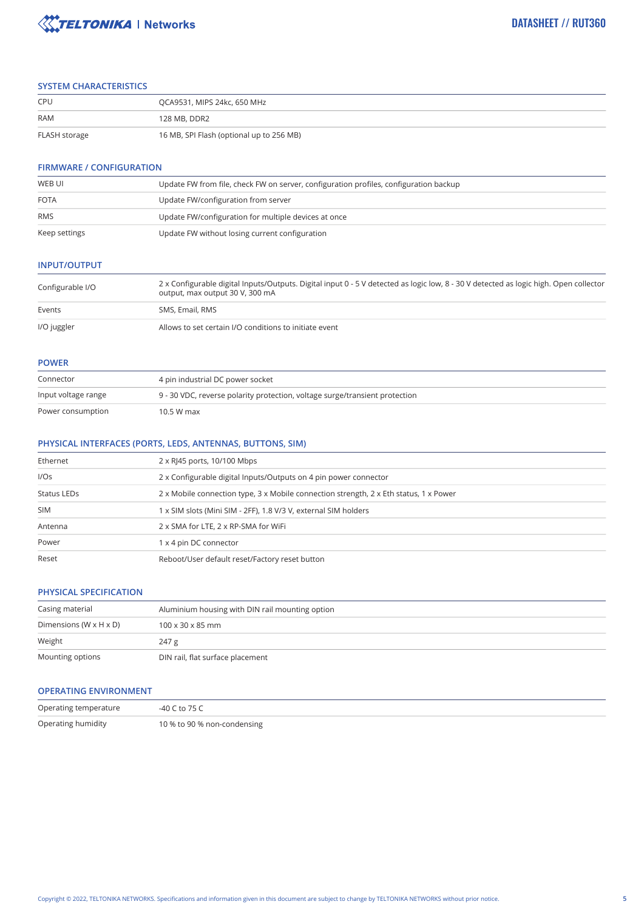## SYSTEM CHARACTERISTICS

| | |
|---|---|
| CPU | QCA9531, MIPS 24kc, 650 MHz |
| RAM | 128 MB, DDR2 |
| FLASH storage | 16 MB, SPI Flash (optional up to 256 MB) |

## FIRMWARE / CONFIGURATION

| | |
|---|---|
| WEB UI | Update FW from file, check FW on server, configuration profiles, configuration backup |
| FOTA | Update FW/configuration from server |
| RMS | Update FW/configuration for multiple devices at once |
| Keep settings | Update FW without losing current configuration |

## INPUT/OUTPUT

| | |
|---|---|
| Configurable I/O | 2 x Configurable digital Inputs/Outputs. Digital input 0 - 5 V detected as logic low, 8 - 30 V detected as logic high. Open collector output, max output 30 V, 300 mA |
| Events | SMS, Email, RMS |
| I/O juggler | Allows to set certain I/O conditions to initiate event |

## POWER

| | |
|---|---|
| Connector | 4 pin industrial DC power socket |
| Input voltage range | 9 - 30 VDC, reverse polarity protection, voltage surge/transient protection |
| Power consumption | 10.5 W max |

## PHYSICAL INTERFACES (PORTS, LEDS, ANTENNAS, BUTTONS, SIM)

| | |
|---|---|
| Ethernet | 2 x RJ45 ports, 10/100 Mbps |
| I/Os | 2 x Configurable digital Inputs/Outputs on 4 pin power connector |
| Status LEDs | 2 x Mobile connection type, 3 x Mobile connection strength, 2 x Eth status, 1 x Power |
| SIM | 1 x SIM slots (Mini SIM - 2FF), 1.8 V/3 V, external SIM holders |
| Antenna | 2 x SMA for LTE, 2 x RP-SMA for WiFi |
| Power | 1 x 4 pin DC connector |
| Reset | Reboot/User default reset/Factory reset button |

## PHYSICAL SPECIFICATION

| | |
|---|---|
| Casing material | Aluminium housing with DIN rail mounting option |
| Dimensions (W x H x D) | 100 x 30 x 85 mm |
| Weight | 247 g |
| Mounting options | DIN rail, flat surface placement |

## OPERATING ENVIRONMENT

| | |
|---|---|
| Operating temperature | -40 C to 75 C |
| Operating humidity | 10 % to 90 % non-condensing |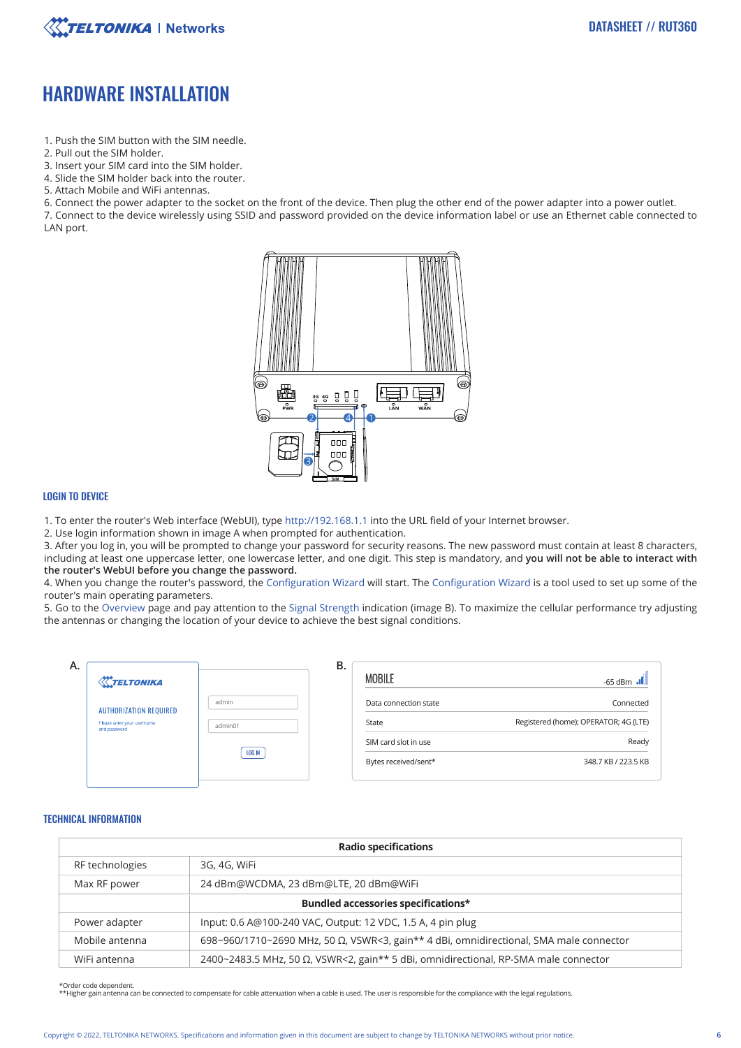# HARDWARE INSTALLATION

1. Push the SIM button with the SIM needle.
2. Pull out the SIM holder.
3. Insert your SIM card into the SIM holder.
4. Slide the SIM holder back into the router.
5. Attach Mobile and WiFi antennas.
6. Connect the power adapter to the socket on the front of the device. Then plug the other end of the power adapter into a power outlet.
7. Connect to the device wirelessly using SSID and password provided on the device information label or use an Ethernet cable connected to LAN port.

## LOGIN TO DEVICE

1. To enter the router's Web interface (WebUI), type http://192.168.1.1 into the URL field of your Internet browser.
2. Use login information shown in image A when prompted for authentication.
3. After you log in, you will be prompted to change your password for security reasons. The new password must contain at least 8 characters, including at least one uppercase letter, one lowercase letter, and one digit. This step is mandatory, and **you will not be able to interact with the router's WebUI before you change the password.**
4. When you change the router's password, the Configuration Wizard will start. The Configuration Wizard is a tool used to set up some of the router's main operating parameters.
5. Go to the Overview page and pay attention to the Signal Strength indication (image B). To maximize the cellular performance try adjusting the antennas or changing the location of your device to achieve the best signal conditions.

A.

TELTONIKA

AUTHORIZATION REQUIRED

Please enter your username and password

admin

admin01

LOG IN

B.

| MOBILE | -65 dBm |
|---|---|
| Data connection state | Connected |
| State | Registered (home); OPERATOR; 4G (LTE) |
| SIM card slot in use | Ready |
| Bytes received/sent* | 348.7 KB / 223.5 KB |

## TECHNICAL INFORMATION

| | Radio specifications |
|---|---|
| RF technologies | 3G, 4G, WiFi |
| Max RF power | 24 dBm@WCDMA, 23 dBm@LTE, 20 dBm@WiFi |
| | **Bundled accessories specifications*** |
| Power adapter | Input: 0.6 A@100-240 VAC, Output: 12 VDC, 1.5 A, 4 pin plug |
| Mobile antenna | 698~960/1710~2690 MHz, 50 Ω, VSWR<3, gain** 4 dBi, omnidirectional, SMA male connector |
| WiFi antenna | 2400~2483.5 MHz, 50 Ω, VSWR<2, gain** 5 dBi, omnidirectional, RP-SMA male connector |

*Order code dependent.
**Higher gain antenna can be connected to compensate for cable attenuation when a cable is used. The user is responsible for the compliance with the legal regulations.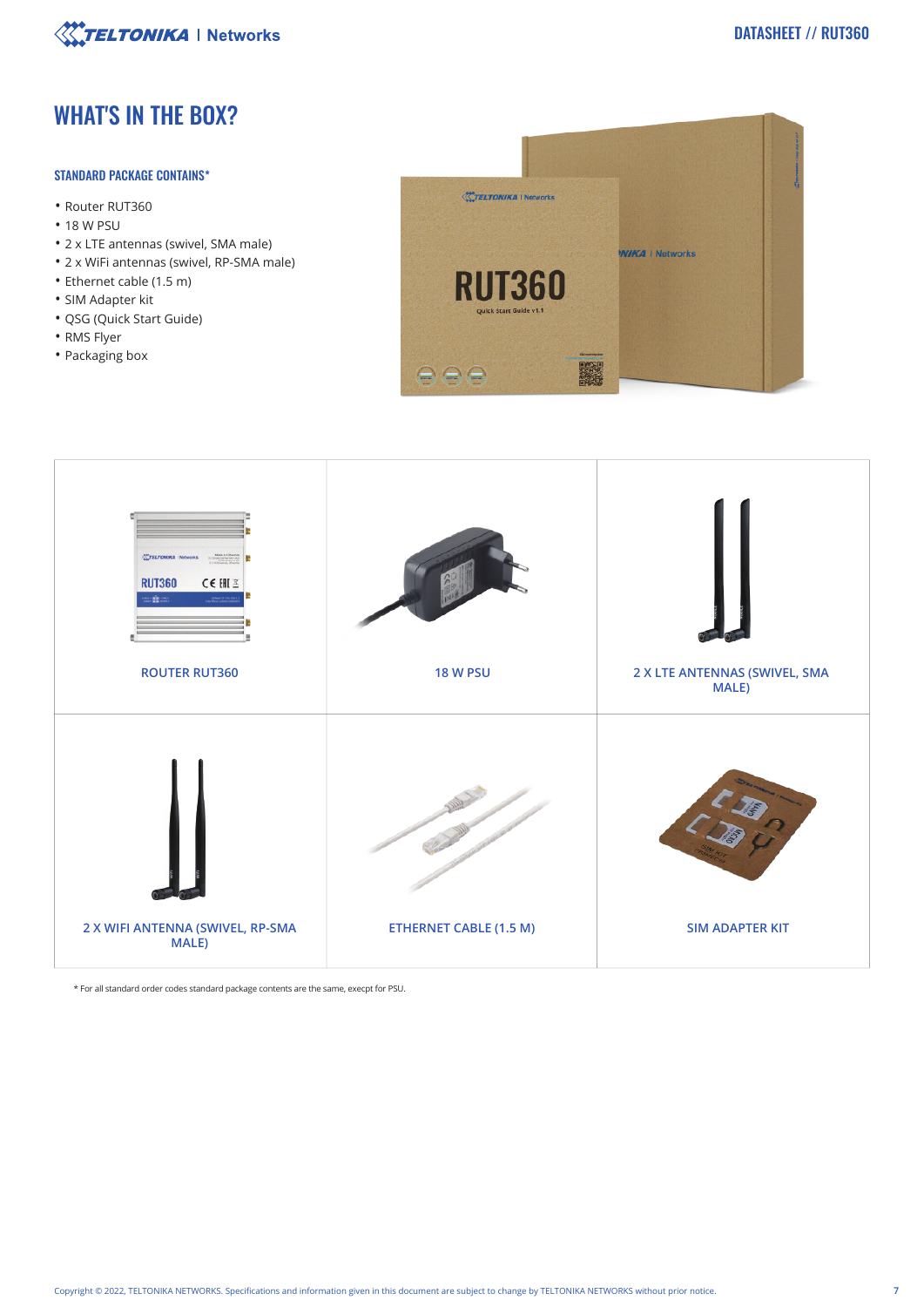# WHAT'S IN THE BOX?

### STANDARD PACKAGE CONTAINS*

- Router RUT360
- 18 W PSU
- 2 x LTE antennas (swivel, SMA male)
- 2 x WiFi antennas (swivel, RP-SMA male)
- Ethernet cable (1.5 m)
- SIM Adapter kit
- QSG (Quick Start Guide)
- RMS Flyer
- Packaging box

| ROUTER RUT360 | 18 W PSU | 2 X LTE ANTENNAS (SWIVEL, SMA MALE) |
|---|---|---|
| 2 X WIFI ANTENNA (SWIVEL, RP-SMA MALE) | ETHERNET CABLE (1.5 M) | SIM ADAPTER KIT |

* For all standard order codes standard package contents are the same, execpt for PSU.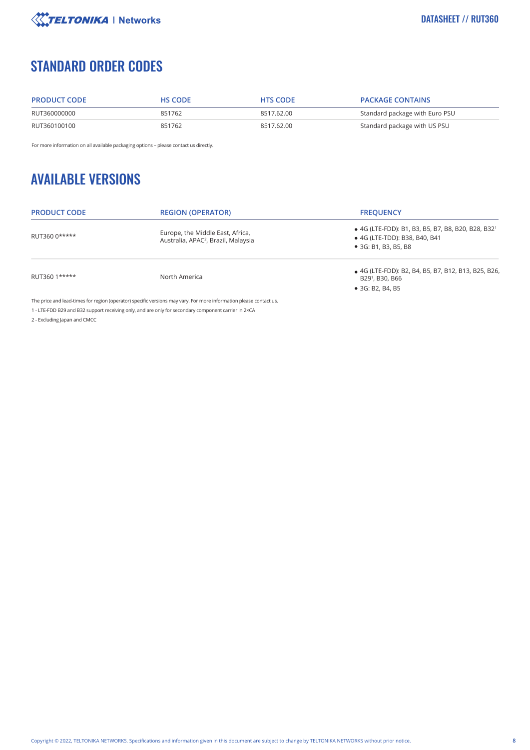## STANDARD ORDER CODES

| PRODUCT CODE | HS CODE | HTS CODE | PACKAGE CONTAINS |
|---|---|---|---|
| RUT360000000 | 851762 | 8517.62.00 | Standard package with Euro PSU |
| RUT360100100 | 851762 | 8517.62.00 | Standard package with US PSU |

For more information on all available packaging options – please contact us directly.

## AVAILABLE VERSIONS

| PRODUCT CODE | REGION (OPERATOR) | FREQUENCY |
|---|---|---|
| RUT360 0***** | Europe, the Middle East, Africa, Australia, APAC[2], Brazil, Malaysia | • 4G (LTE-FDD): B1, B3, B5, B7, B8, B20, B28, B32[1]<br>• 4G (LTE-TDD): B38, B40, B41<br>• 3G: B1, B3, B5, B8 |
| RUT360 1***** | North America | • 4G (LTE-FDD): B2, B4, B5, B7, B12, B13, B25, B26, B29[1], B30, B66<br>• 3G: B2, B4, B5 |

The price and lead-times for region (operator) specific versions may vary. For more information please contact us.

1 - LTE-FDD B29 and B32 support receiving only, and are only for secondary component carrier in 2×CA

2 - Excluding Japan and CMCC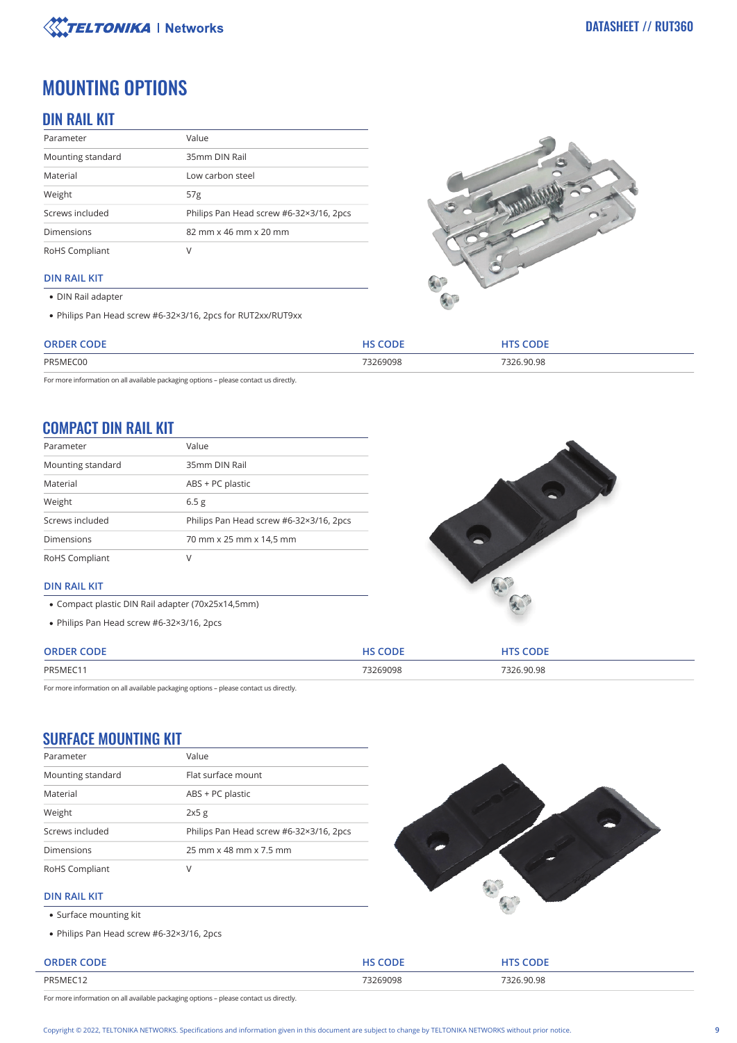# MOUNTING OPTIONS

## DIN RAIL KIT

| Parameter | Value |
|---|---|
| Mounting standard | 35mm DIN Rail |
| Material | Low carbon steel |
| Weight | 57g |
| Screws included | Philips Pan Head screw #6-32×3/16, 2pcs |
| Dimensions | 82 mm x 46 mm x 20 mm |
| RoHS Compliant | V |

### DIN RAIL KIT

- DIN Rail adapter
- Philips Pan Head screw #6-32×3/16, 2pcs for RUT2xx/RUT9xx

| ORDER CODE | HS CODE | HTS CODE |
|---|---|---|
| PR5MEC00 | 73269098 | 7326.90.98 |

For more information on all available packaging options – please contact us directly.

## COMPACT DIN RAIL KIT

| Parameter | Value |
|---|---|
| Mounting standard | 35mm DIN Rail |
| Material | ABS + PC plastic |
| Weight | 6.5 g |
| Screws included | Philips Pan Head screw #6-32×3/16, 2pcs |
| Dimensions | 70 mm x 25 mm x 14,5 mm |
| RoHS Compliant | V |

### DIN RAIL KIT

- Compact plastic DIN Rail adapter (70x25x14,5mm)
- Philips Pan Head screw #6-32×3/16, 2pcs

| ORDER CODE | HS CODE | HTS CODE |
|---|---|---|
| PR5MEC11 | 73269098 | 7326.90.98 |

For more information on all available packaging options – please contact us directly.

## SURFACE MOUNTING KIT

| Parameter | Value |
|---|---|
| Mounting standard | Flat surface mount |
| Material | ABS + PC plastic |
| Weight | 2x5 g |
| Screws included | Philips Pan Head screw #6-32×3/16, 2pcs |
| Dimensions | 25 mm x 48 mm x 7.5 mm |
| RoHS Compliant | V |

### DIN RAIL KIT

- Surface mounting kit
- Philips Pan Head screw #6-32×3/16, 2pcs

| ORDER CODE | HS CODE | HTS CODE |
|---|---|---|
| PR5MEC12 | 73269098 | 7326.90.98 |

For more information on all available packaging options – please contact us directly.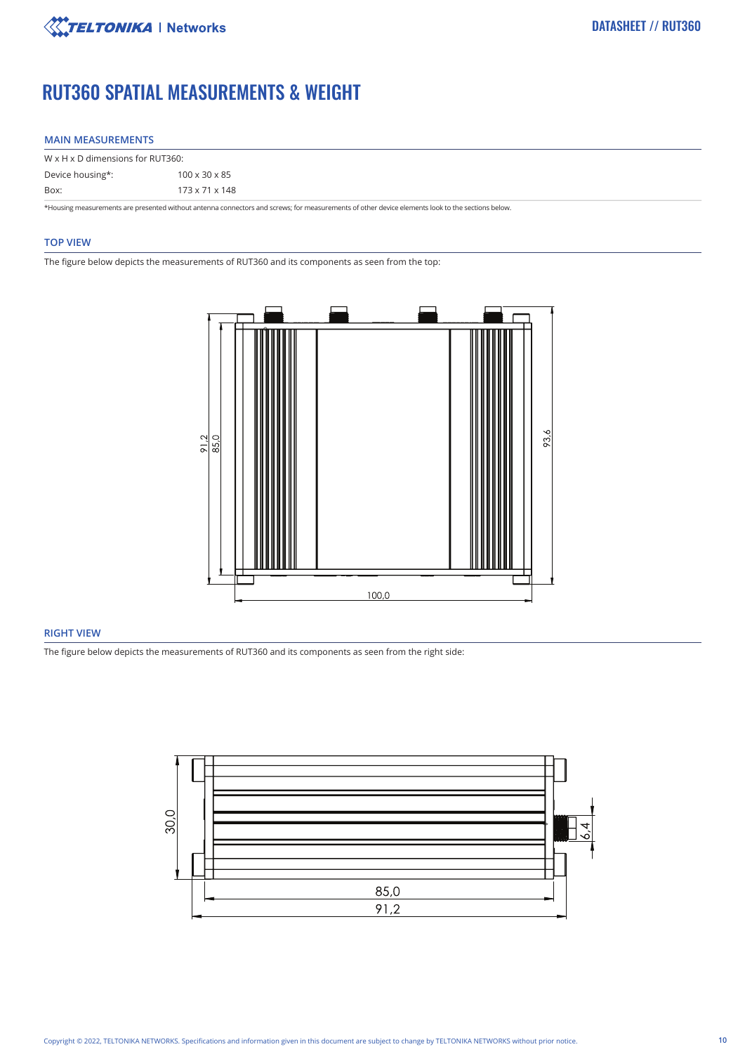# RUT360 SPATIAL MEASUREMENTS & WEIGHT

## MAIN MEASUREMENTS

| W x H x D dimensions for RUT360: | |
|---|---|
| Device housing*: | 100 x 30 x 85 |
| Box: | 173 x 71 x 148 |

*Housing measurements are presented without antenna connectors and screws; for measurements of other device elements look to the sections below.

## TOP VIEW

The figure below depicts the measurements of RUT360 and its components as seen from the top:

## RIGHT VIEW

The figure below depicts the measurements of RUT360 and its components as seen from the right side: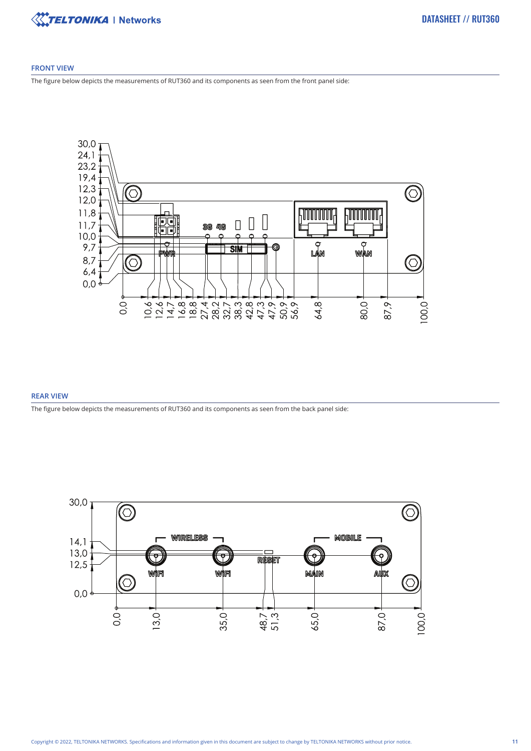## FRONT VIEW

The figure below depicts the measurements of RUT360 and its components as seen from the front panel side:

## REAR VIEW

The figure below depicts the measurements of RUT360 and its components as seen from the back panel side: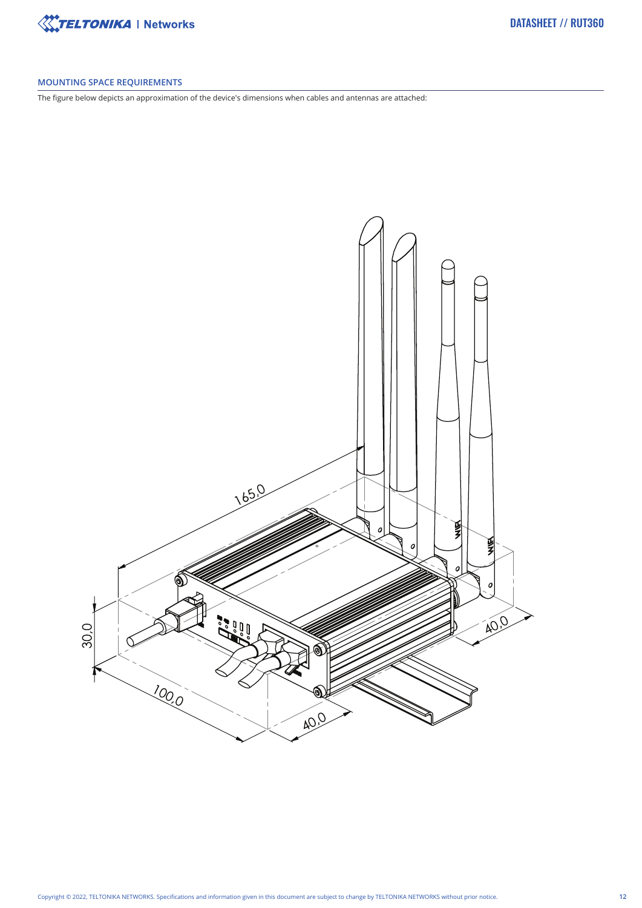## MOUNTING SPACE REQUIREMENTS

The figure below depicts an approximation of the device's dimensions when cables and antennas are attached: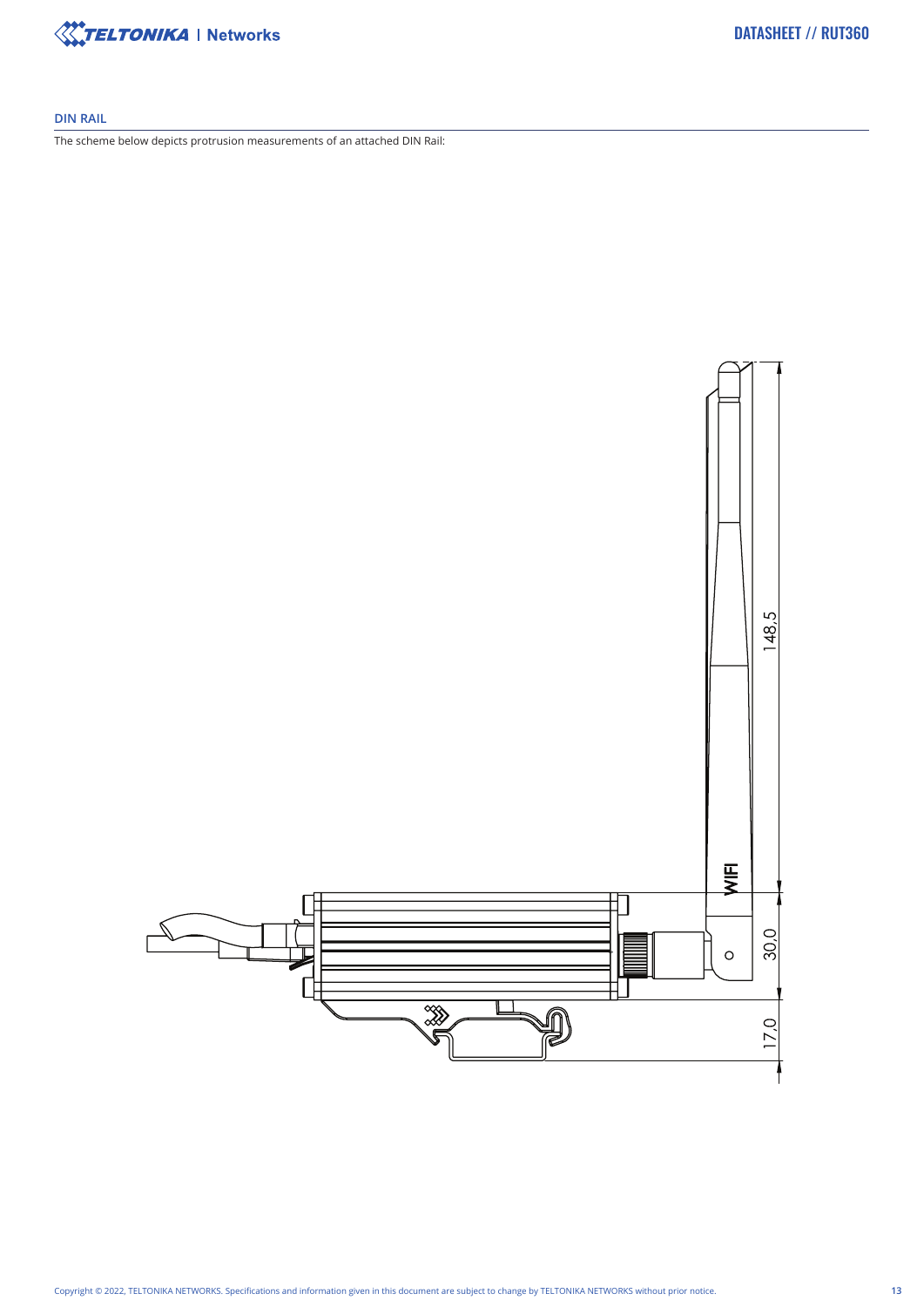## DIN RAIL

The scheme below depicts protrusion measurements of an attached DIN Rail:

148,5

WIFI

30,0

17,0